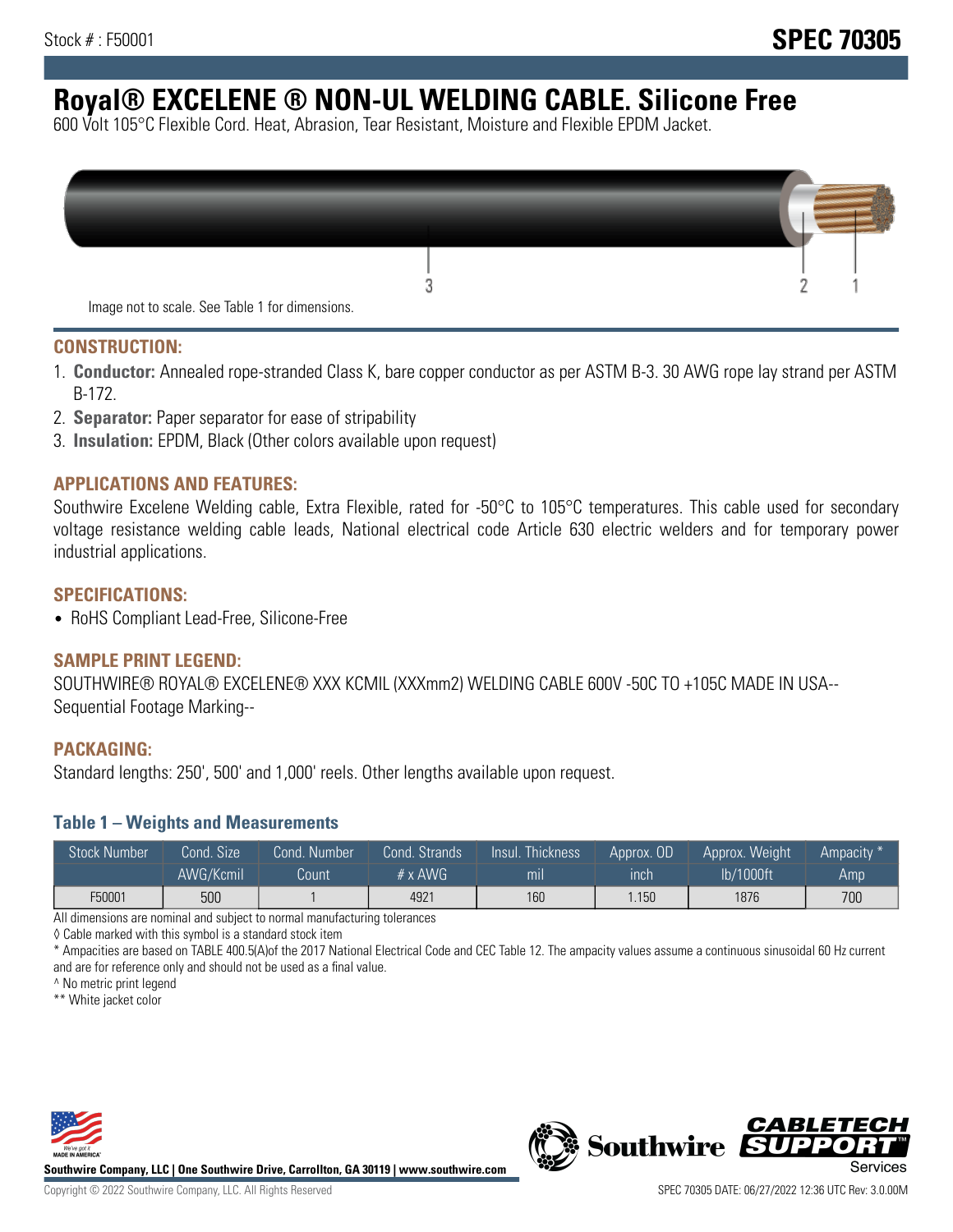Stock # : F50001

# SPEC 70305

# Royal® EXCELENE ® NON-UL WELDING CABLE. Silicone Free

600 Volt 105°C Flexible Cord. Heat, Abrasion, Tear Resistant, Moisture and Flexible EPDM Jacket.

Image not to scale. See Table 1 for dimensions.

## CONSTRUCTION:

1. **Conductor:** Annealed rope-stranded Class K, bare copper conductor as per ASTM B-3. 30 AWG rope lay strand per ASTM B-172.
2. **Separator:** Paper separator for ease of stripability
3. **Insulation:** EPDM, Black (Other colors available upon request)

## APPLICATIONS AND FEATURES:

Southwire Excelene Welding cable, Extra Flexible, rated for -50°C to 105°C temperatures. This cable used for secondary voltage resistance welding cable leads, National electrical code Article 630 electric welders and for temporary power industrial applications.

## SPECIFICATIONS:

- RoHS Compliant Lead-Free, Silicone-Free

## SAMPLE PRINT LEGEND:

SOUTHWIRE® ROYAL® EXCELENE® XXX KCMIL (XXXmm2) WELDING CABLE 600V -50C TO +105C MADE IN USA-- Sequential Footage Marking--

## PACKAGING:

Standard lengths: 250', 500' and 1,000' reels. Other lengths available upon request.

### Table 1 – Weights and Measurements

| Stock Number | Cond. Size AWG/Kcmil | Cond. Number Count | Cond. Strands # x AWG | Insul. Thickness mil | Approx. OD inch | Approx. Weight lb/1000ft | Ampacity * Amp |
|---|---|---|---|---|---|---|---|
| F50001 | 500 | 1 | 4921 | 160 | 1.150 | 1876 | 700 |

All dimensions are nominal and subject to normal manufacturing tolerances

◊ Cable marked with this symbol is a standard stock item

* Ampacities are based on TABLE 400.5(A)of the 2017 National Electrical Code and CEC Table 12. The ampacity values assume a continuous sinusoidal 60 Hz current and are for reference only and should not be used as a final value.

^ No metric print legend

** White jacket color

Southwire Company, LLC | One Southwire Drive, Carrollton, GA 30119 | www.southwire.com

Copyright © 2022 Southwire Company, LLC. All Rights Reserved

SPEC 70305 DATE: 06/27/2022 12:36 UTC Rev: 3.0.00M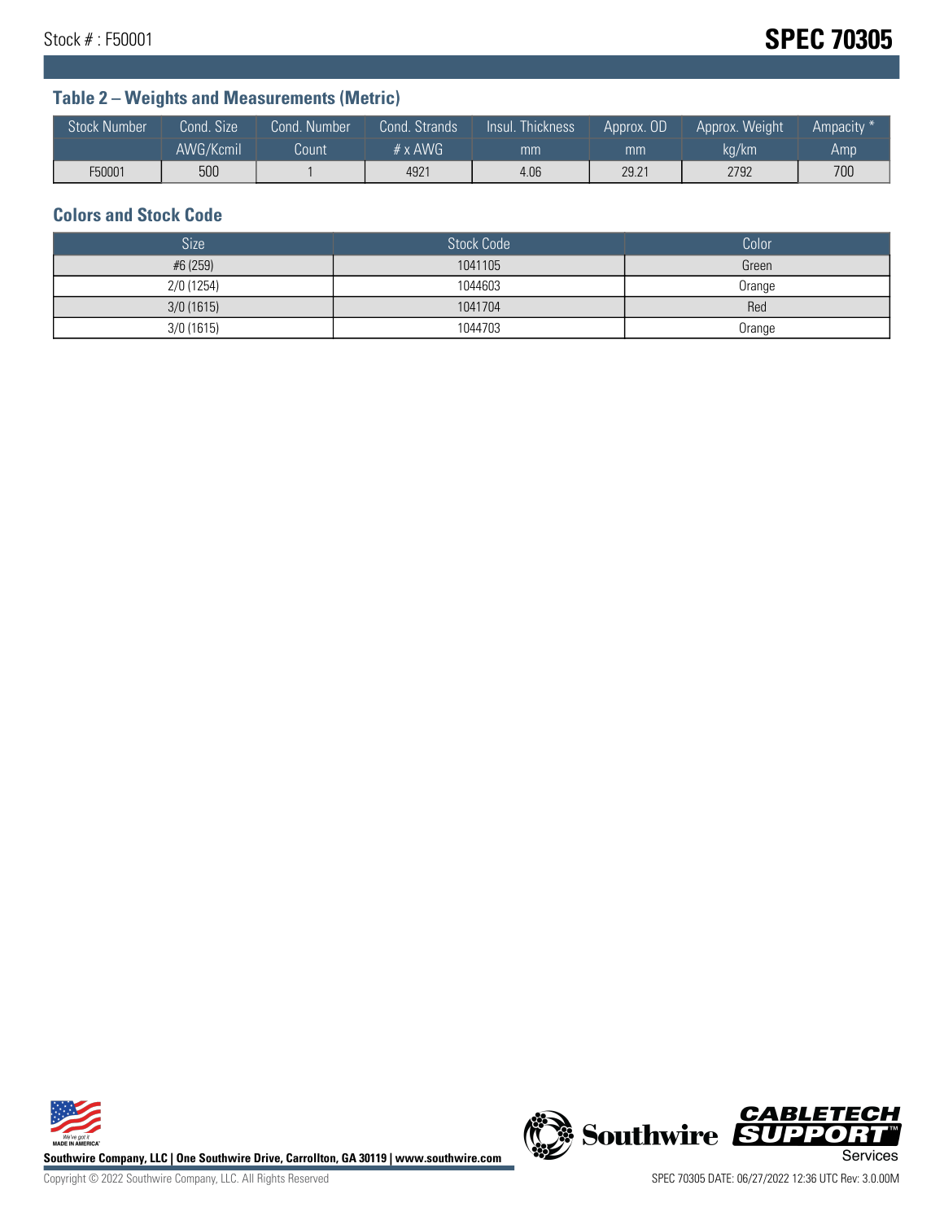## Table 2 – Weights and Measurements (Metric)

| Stock Number | Cond. Size | Cond. Number | Cond. Strands | Insul. Thickness | Approx. OD | Approx. Weight | Ampacity * |
|---|---|---|---|---|---|---|---|
| | AWG/Kcmil | Count | # x AWG | mm | mm | kg/km | Amp |
| F50001 | 500 | 1 | 4921 | 4.06 | 29.21 | 2792 | 700 |

## Colors and Stock Code

| Size | Stock Code | Color |
|---|---|---|
| #6 (259) | 1041105 | Green |
| 2/0 (1254) | 1044603 | Orange |
| 3/0 (1615) | 1041704 | Red |
| 3/0 (1615) | 1044703 | Orange |

Southwire Company, LLC | One Southwire Drive, Carrollton, GA 30119 | www.southwire.com

Copyright © 2022 Southwire Company, LLC. All Rights Reserved

SPEC 70305 DATE: 06/27/2022 12:36 UTC Rev: 3.0.00M